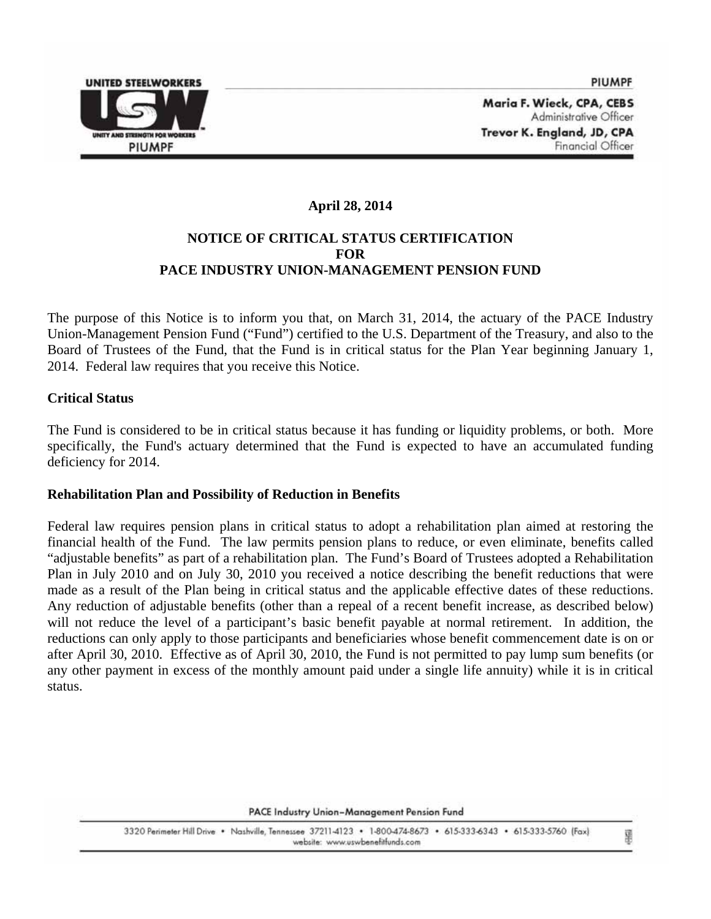UNITED STEELWORKERS

PIUMPF

Maria F. Wieck, CPA, CEBS
Administrative Officer

Trevor K. England, JD, CPA
Financial Officer

**April 28, 2014**

# NOTICE OF CRITICAL STATUS CERTIFICATION FOR PACE INDUSTRY UNION-MANAGEMENT PENSION FUND

The purpose of this Notice is to inform you that, on March 31, 2014, the actuary of the PACE Industry Union-Management Pension Fund ("Fund") certified to the U.S. Department of the Treasury, and also to the Board of Trustees of the Fund, that the Fund is in critical status for the Plan Year beginning January 1, 2014. Federal law requires that you receive this Notice.

## Critical Status

The Fund is considered to be in critical status because it has funding or liquidity problems, or both. More specifically, the Fund's actuary determined that the Fund is expected to have an accumulated funding deficiency for 2014.

## Rehabilitation Plan and Possibility of Reduction in Benefits

Federal law requires pension plans in critical status to adopt a rehabilitation plan aimed at restoring the financial health of the Fund. The law permits pension plans to reduce, or even eliminate, benefits called "adjustable benefits" as part of a rehabilitation plan. The Fund's Board of Trustees adopted a Rehabilitation Plan in July 2010 and on July 30, 2010 you received a notice describing the benefit reductions that were made as a result of the Plan being in critical status and the applicable effective dates of these reductions. Any reduction of adjustable benefits (other than a repeal of a recent benefit increase, as described below) will not reduce the level of a participant's basic benefit payable at normal retirement. In addition, the reductions can only apply to those participants and beneficiaries whose benefit commencement date is on or after April 30, 2010. Effective as of April 30, 2010, the Fund is not permitted to pay lump sum benefits (or any other payment in excess of the monthly amount paid under a single life annuity) while it is in critical status.

PACE Industry Union–Management Pension Fund

3320 Perimeter Hill Drive • Nashville, Tennessee 37211-4123 • 1-800-474-8673 • 615-333-6343 • 615-333-5760 (Fax)
website: www.uswbenefitfunds.com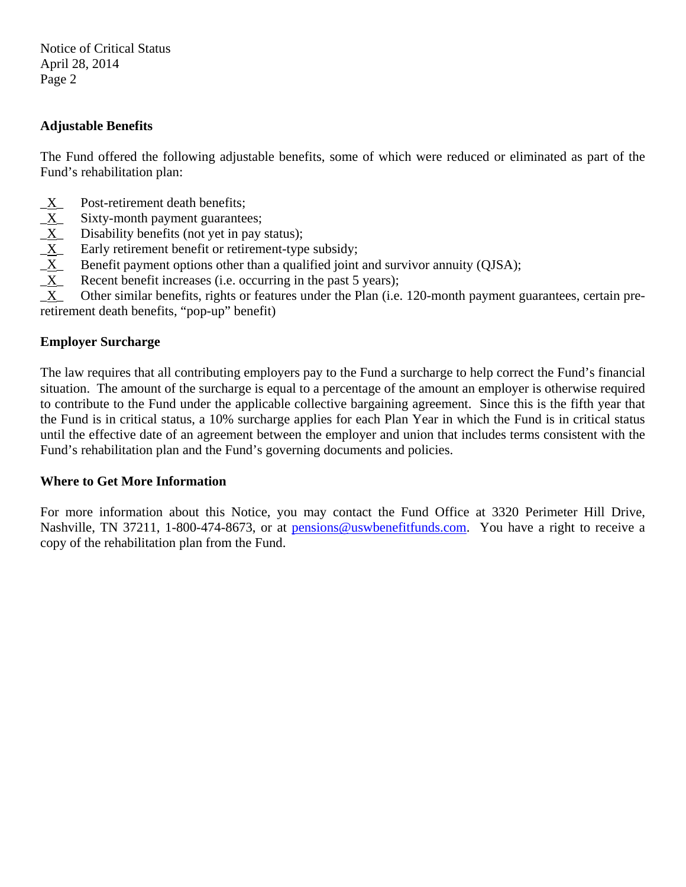## Adjustable Benefits

The Fund offered the following adjustable benefits, some of which were reduced or eliminated as part of the Fund's rehabilitation plan:

_X_ Post-retirement death benefits;
_X_ Sixty-month payment guarantees;
_X_ Disability benefits (not yet in pay status);
_X_ Early retirement benefit or retirement-type subsidy;
_X_ Benefit payment options other than a qualified joint and survivor annuity (QJSA);
_X_ Recent benefit increases (i.e. occurring in the past 5 years);
_X_ Other similar benefits, rights or features under the Plan (i.e. 120-month payment guarantees, certain pre-retirement death benefits, "pop-up" benefit)

## Employer Surcharge

The law requires that all contributing employers pay to the Fund a surcharge to help correct the Fund's financial situation. The amount of the surcharge is equal to a percentage of the amount an employer is otherwise required to contribute to the Fund under the applicable collective bargaining agreement. Since this is the fifth year that the Fund is in critical status, a 10% surcharge applies for each Plan Year in which the Fund is in critical status until the effective date of an agreement between the employer and union that includes terms consistent with the Fund's rehabilitation plan and the Fund's governing documents and policies.

## Where to Get More Information

For more information about this Notice, you may contact the Fund Office at 3320 Perimeter Hill Drive, Nashville, TN 37211, 1-800-474-8673, or at pensions@uswbenefitfunds.com. You have a right to receive a copy of the rehabilitation plan from the Fund.